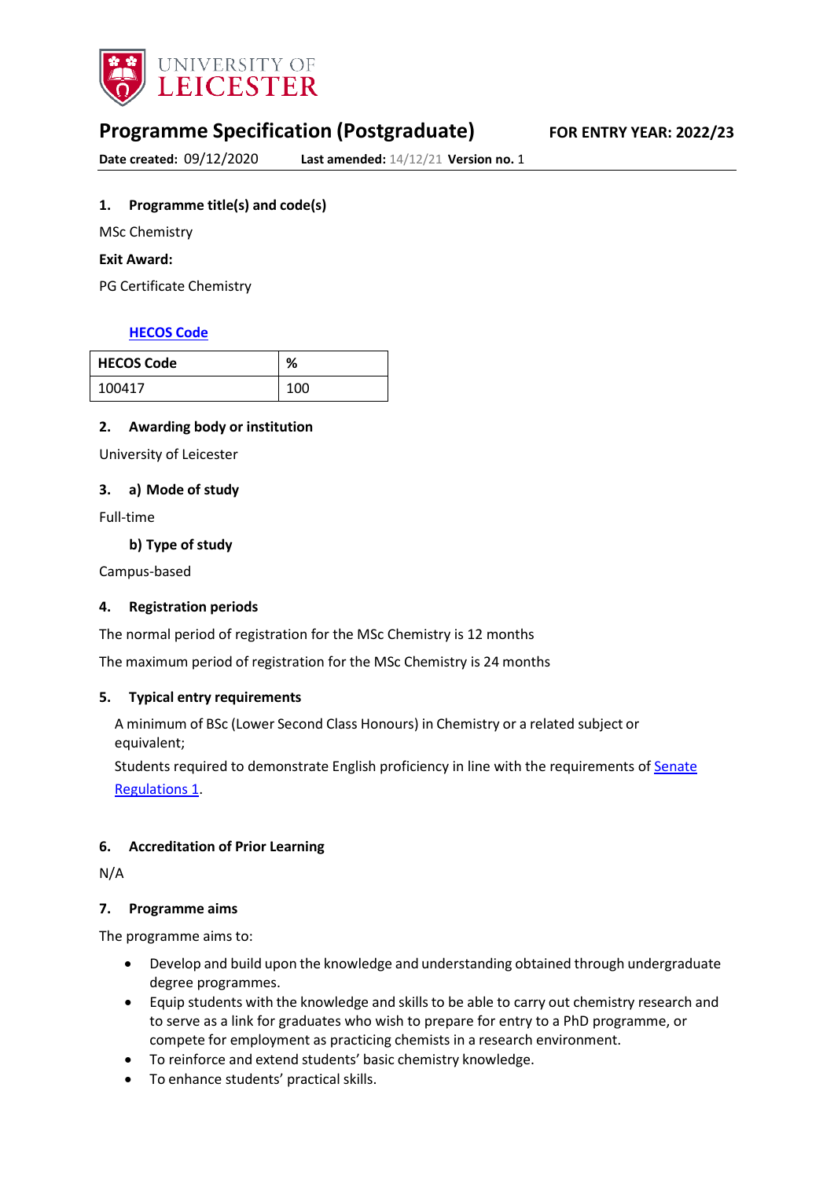UNIVERSITY OF LEICESTER

# Programme Specification (Postgraduate)

**FOR ENTRY YEAR: 2022/23**

**Date created:** 09/12/2020 **Last amended:** 14/12/21 **Version no.** 1

## 1. Programme title(s) and code(s)

MSc Chemistry

**Exit Award:**

PG Certificate Chemistry

[HECOS Code]

| HECOS Code | % |
|---|---|
| 100417 | 100 |

## 2. Awarding body or institution

University of Leicester

## 3. a) Mode of study

Full-time

### b) Type of study

Campus-based

## 4. Registration periods

The normal period of registration for the MSc Chemistry is 12 months

The maximum period of registration for the MSc Chemistry is 24 months

## 5. Typical entry requirements

A minimum of BSc (Lower Second Class Honours) in Chemistry or a related subject or equivalent;

Students required to demonstrate English proficiency in line with the requirements of Senate Regulations 1.

## 6. Accreditation of Prior Learning

N/A

## 7. Programme aims

The programme aims to:

- Develop and build upon the knowledge and understanding obtained through undergraduate degree programmes.
- Equip students with the knowledge and skills to be able to carry out chemistry research and to serve as a link for graduates who wish to prepare for entry to a PhD programme, or compete for employment as practicing chemists in a research environment.
- To reinforce and extend students' basic chemistry knowledge.
- To enhance students' practical skills.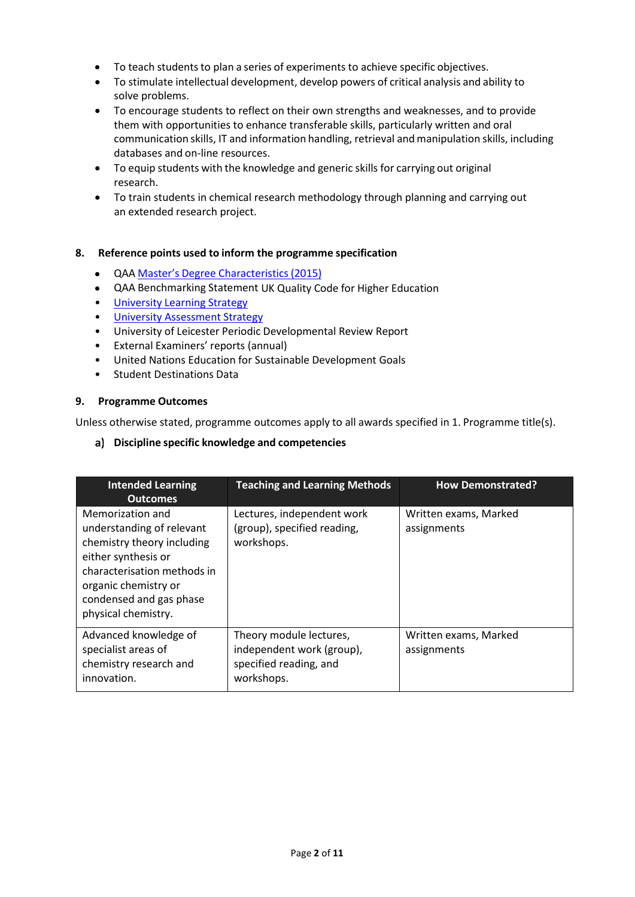- To teach students to plan a series of experiments to achieve specific objectives.
- To stimulate intellectual development, develop powers of critical analysis and ability to solve problems.
- To encourage students to reflect on their own strengths and weaknesses, and to provide them with opportunities to enhance transferable skills, particularly written and oral communication skills, IT and information handling, retrieval and manipulation skills, including databases and on-line resources.
- To equip students with the knowledge and generic skills for carrying out original research.
- To train students in chemical research methodology through planning and carrying out an extended research project.

## 8. Reference points used to inform the programme specification

- QAA Master's Degree Characteristics (2015)
- QAA Benchmarking Statement UK Quality Code for Higher Education
- University Learning Strategy
- University Assessment Strategy
- University of Leicester Periodic Developmental Review Report
- External Examiners' reports (annual)
- United Nations Education for Sustainable Development Goals
- Student Destinations Data

## 9. Programme Outcomes

Unless otherwise stated, programme outcomes apply to all awards specified in 1. Programme title(s).

### a) Discipline specific knowledge and competencies

| Intended Learning Outcomes | Teaching and Learning Methods | How Demonstrated? |
|---|---|---|
| Memorization and understanding of relevant chemistry theory including either synthesis or characterisation methods in organic chemistry or condensed and gas phase physical chemistry. | Lectures, independent work (group), specified reading, workshops. | Written exams, Marked assignments |
| Advanced knowledge of specialist areas of chemistry research and innovation. | Theory module lectures, independent work (group), specified reading, and workshops. | Written exams, Marked assignments |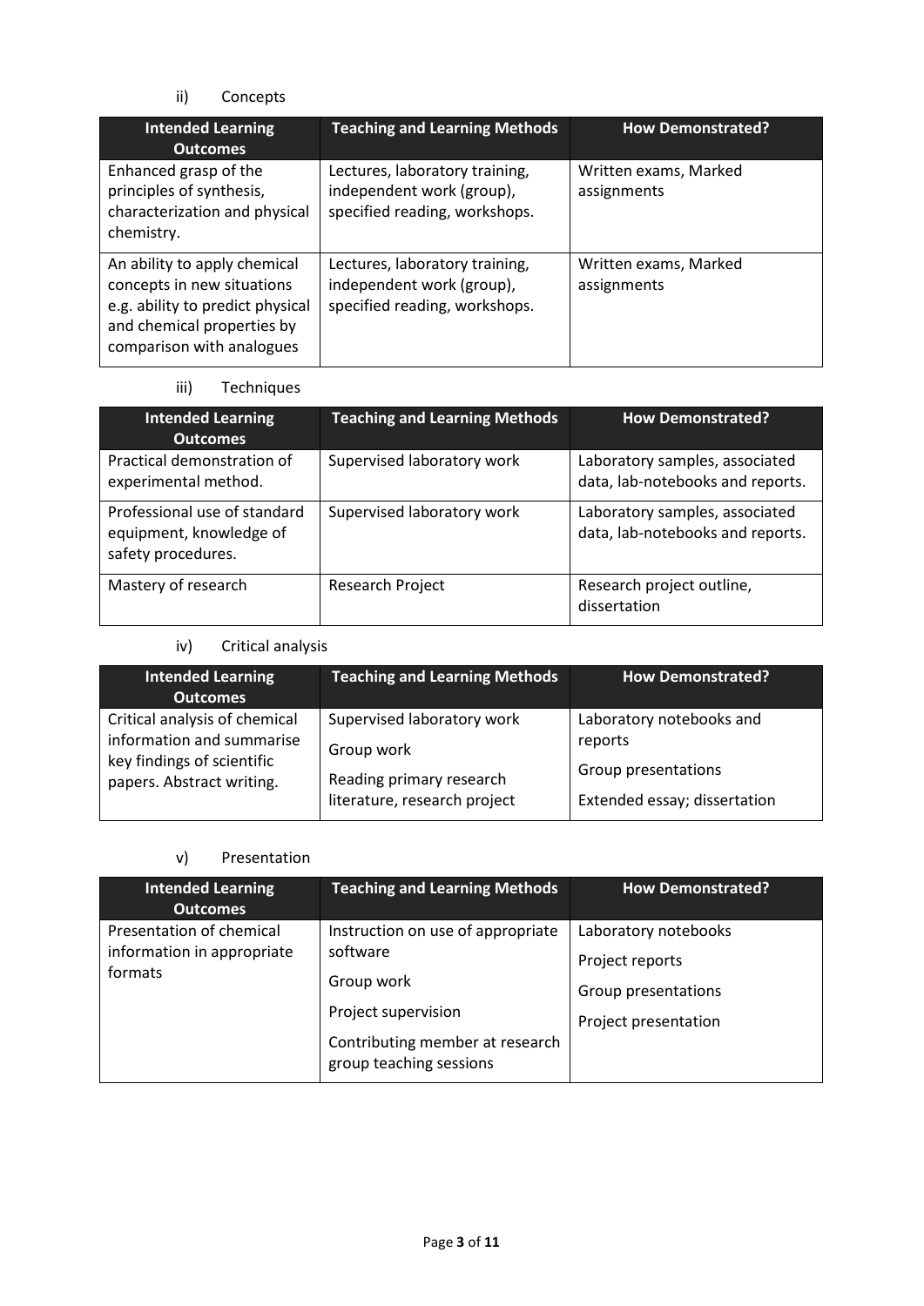ii) Concepts

| Intended Learning Outcomes | Teaching and Learning Methods | How Demonstrated? |
|---|---|---|
| Enhanced grasp of the principles of synthesis, characterization and physical chemistry. | Lectures, laboratory training, independent work (group), specified reading, workshops. | Written exams, Marked assignments |
| An ability to apply chemical concepts in new situations e.g. ability to predict physical and chemical properties by comparison with analogues | Lectures, laboratory training, independent work (group), specified reading, workshops. | Written exams, Marked assignments |

iii) Techniques

| Intended Learning Outcomes | Teaching and Learning Methods | How Demonstrated? |
|---|---|---|
| Practical demonstration of experimental method. | Supervised laboratory work | Laboratory samples, associated data, lab-notebooks and reports. |
| Professional use of standard equipment, knowledge of safety procedures. | Supervised laboratory work | Laboratory samples, associated data, lab-notebooks and reports. |
| Mastery of research | Research Project | Research project outline, dissertation |

iv) Critical analysis

| Intended Learning Outcomes | Teaching and Learning Methods | How Demonstrated? |
|---|---|---|
| Critical analysis of chemical information and summarise key findings of scientific papers. Abstract writing. | Supervised laboratory work<br>Group work<br>Reading primary research literature, research project | Laboratory notebooks and reports<br>Group presentations<br>Extended essay; dissertation |

v) Presentation

| Intended Learning Outcomes | Teaching and Learning Methods | How Demonstrated? |
|---|---|---|
| Presentation of chemical information in appropriate formats | Instruction on use of appropriate software<br>Group work<br>Project supervision<br>Contributing member at research group teaching sessions | Laboratory notebooks<br>Project reports<br>Group presentations<br>Project presentation |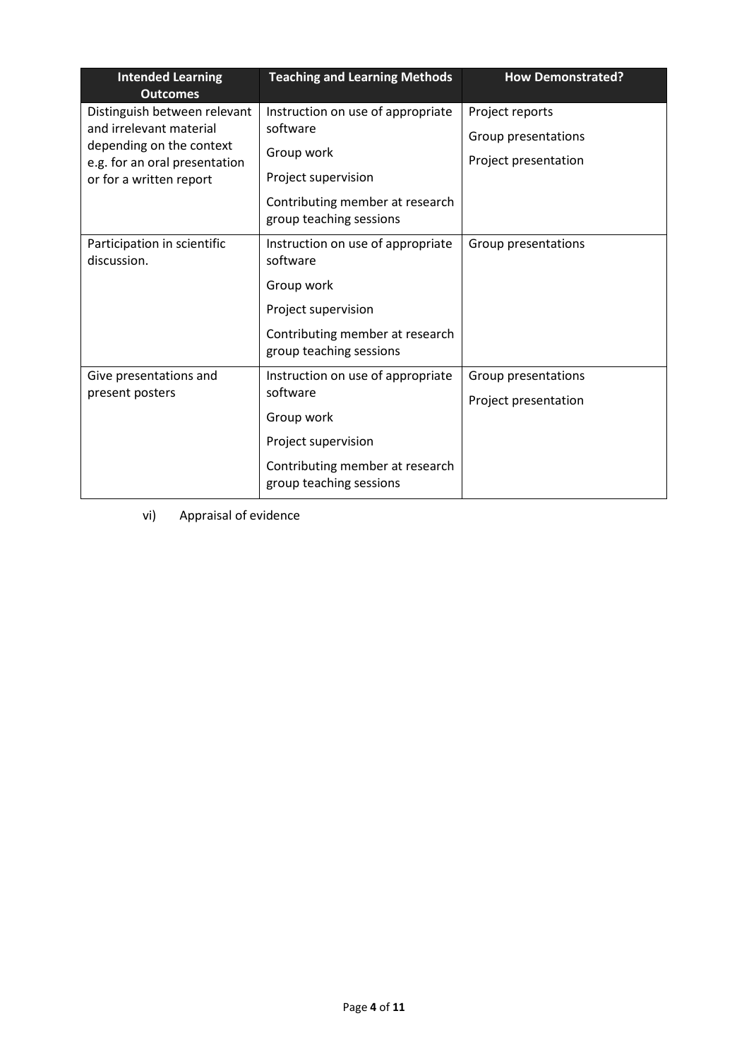| Intended Learning Outcomes | Teaching and Learning Methods | How Demonstrated? |
| --- | --- | --- |
| Distinguish between relevant and irrelevant material depending on the context e.g. for an oral presentation or for a written report | Instruction on use of appropriate software<br>Group work<br>Project supervision<br>Contributing member at research group teaching sessions | Project reports<br>Group presentations<br>Project presentation |
| Participation in scientific discussion. | Instruction on use of appropriate software<br>Group work<br>Project supervision<br>Contributing member at research group teaching sessions | Group presentations |
| Give presentations and present posters | Instruction on use of appropriate software<br>Group work<br>Project supervision<br>Contributing member at research group teaching sessions | Group presentations<br>Project presentation |

vi) Appraisal of evidence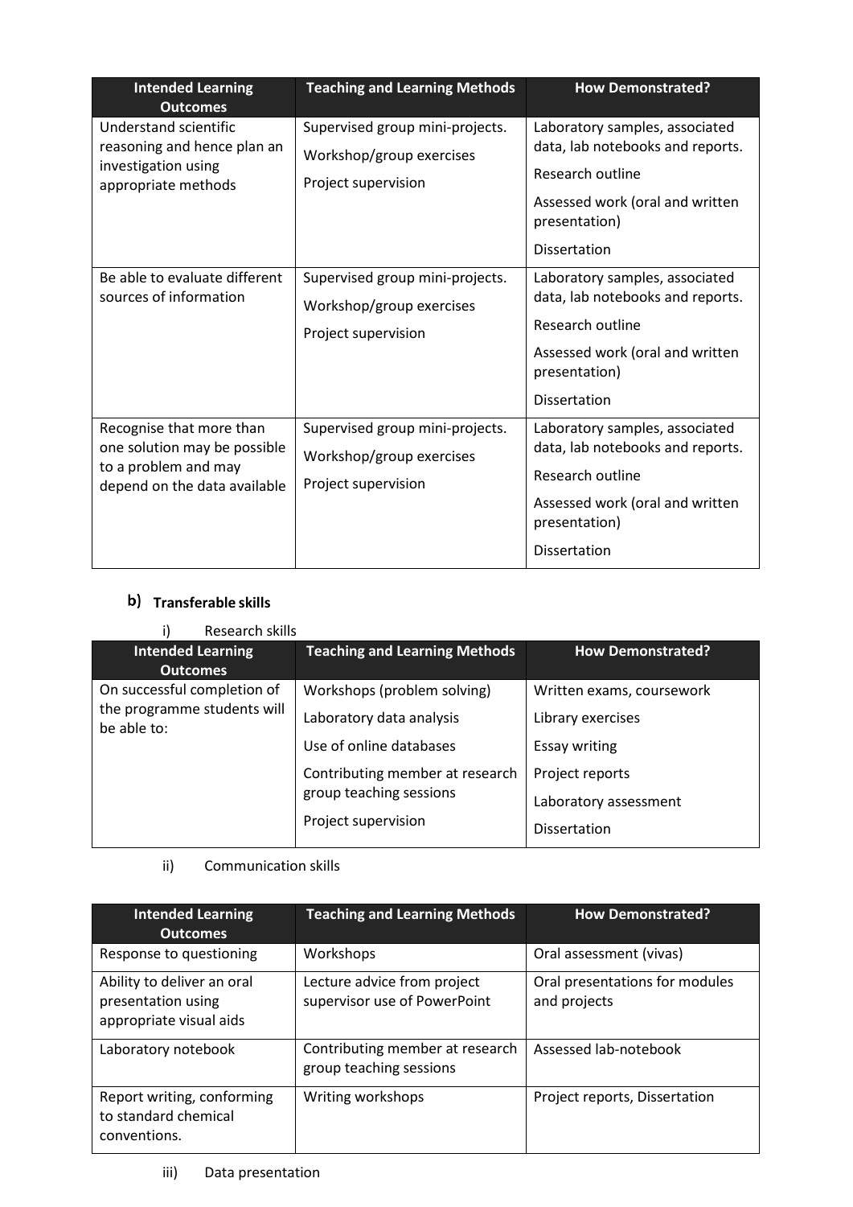| Intended Learning Outcomes | Teaching and Learning Methods | How Demonstrated? |
|---|---|---|
| Understand scientific reasoning and hence plan an investigation using appropriate methods | Supervised group mini-projects.<br>Workshop/group exercises<br>Project supervision | Laboratory samples, associated data, lab notebooks and reports.<br>Research outline<br>Assessed work (oral and written presentation)<br>Dissertation |
| Be able to evaluate different sources of information | Supervised group mini-projects.<br>Workshop/group exercises<br>Project supervision | Laboratory samples, associated data, lab notebooks and reports.<br>Research outline<br>Assessed work (oral and written presentation)<br>Dissertation |
| Recognise that more than one solution may be possible to a problem and may depend on the data available | Supervised group mini-projects.<br>Workshop/group exercises<br>Project supervision | Laboratory samples, associated data, lab notebooks and reports.<br>Research outline<br>Assessed work (oral and written presentation)<br>Dissertation |

### b) Transferable skills

i) Research skills

| Intended Learning Outcomes | Teaching and Learning Methods | How Demonstrated? |
|---|---|---|
| On successful completion of the programme students will be able to: | Workshops (problem solving)<br>Laboratory data analysis<br>Use of online databases<br>Contributing member at research group teaching sessions<br>Project supervision | Written exams, coursework<br>Library exercises<br>Essay writing<br>Project reports<br>Laboratory assessment<br>Dissertation |

ii) Communication skills

| Intended Learning Outcomes | Teaching and Learning Methods | How Demonstrated? |
|---|---|---|
| Response to questioning | Workshops | Oral assessment (vivas) |
| Ability to deliver an oral presentation using appropriate visual aids | Lecture advice from project supervisor use of PowerPoint | Oral presentations for modules and projects |
| Laboratory notebook | Contributing member at research group teaching sessions | Assessed lab-notebook |
| Report writing, conforming to standard chemical conventions. | Writing workshops | Project reports, Dissertation |

iii) Data presentation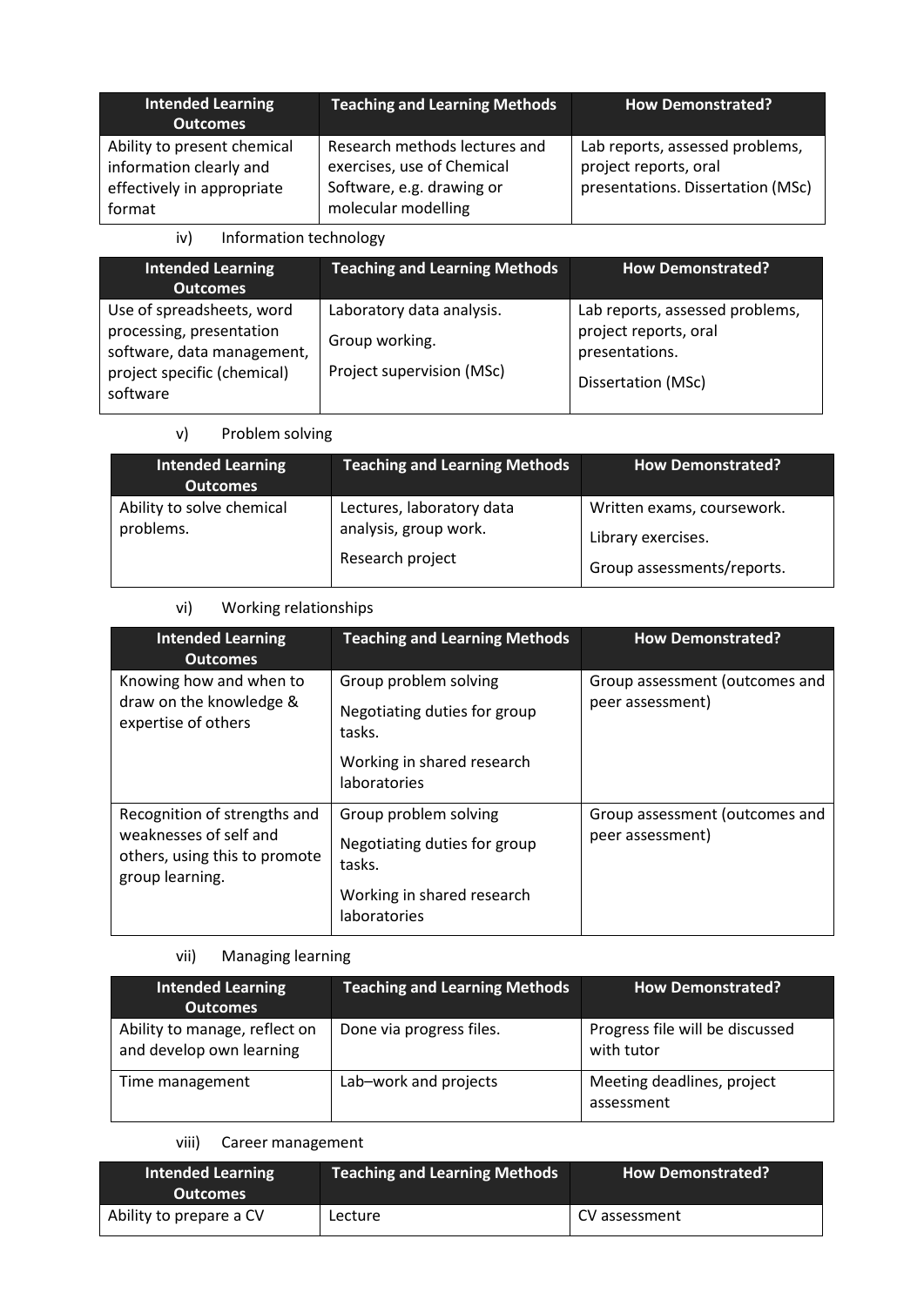| Intended Learning Outcomes | Teaching and Learning Methods | How Demonstrated? |
| --- | --- | --- |
| Ability to present chemical information clearly and effectively in appropriate format | Research methods lectures and exercises, use of Chemical Software, e.g. drawing or molecular modelling | Lab reports, assessed problems, project reports, oral presentations. Dissertation (MSc) |

iv) Information technology

| Intended Learning Outcomes | Teaching and Learning Methods | How Demonstrated? |
| --- | --- | --- |
| Use of spreadsheets, word processing, presentation software, data management, project specific (chemical) software | Laboratory data analysis.<br>Group working.<br>Project supervision (MSc) | Lab reports, assessed problems, project reports, oral presentations.<br>Dissertation (MSc) |

v) Problem solving

| Intended Learning Outcomes | Teaching and Learning Methods | How Demonstrated? |
| --- | --- | --- |
| Ability to solve chemical problems. | Lectures, laboratory data analysis, group work.<br>Research project | Written exams, coursework.<br>Library exercises.<br>Group assessments/reports. |

vi) Working relationships

| Intended Learning Outcomes | Teaching and Learning Methods | How Demonstrated? |
| --- | --- | --- |
| Knowing how and when to draw on the knowledge & expertise of others | Group problem solving<br>Negotiating duties for group tasks.<br>Working in shared research laboratories | Group assessment (outcomes and peer assessment) |
| Recognition of strengths and weaknesses of self and others, using this to promote group learning. | Group problem solving<br>Negotiating duties for group tasks.<br>Working in shared research laboratories | Group assessment (outcomes and peer assessment) |

vii) Managing learning

| Intended Learning Outcomes | Teaching and Learning Methods | How Demonstrated? |
| --- | --- | --- |
| Ability to manage, reflect on and develop own learning | Done via progress files. | Progress file will be discussed with tutor |
| Time management | Lab–work and projects | Meeting deadlines, project assessment |

viii) Career management

| Intended Learning Outcomes | Teaching and Learning Methods | How Demonstrated? |
| --- | --- | --- |
| Ability to prepare a CV | Lecture | CV assessment |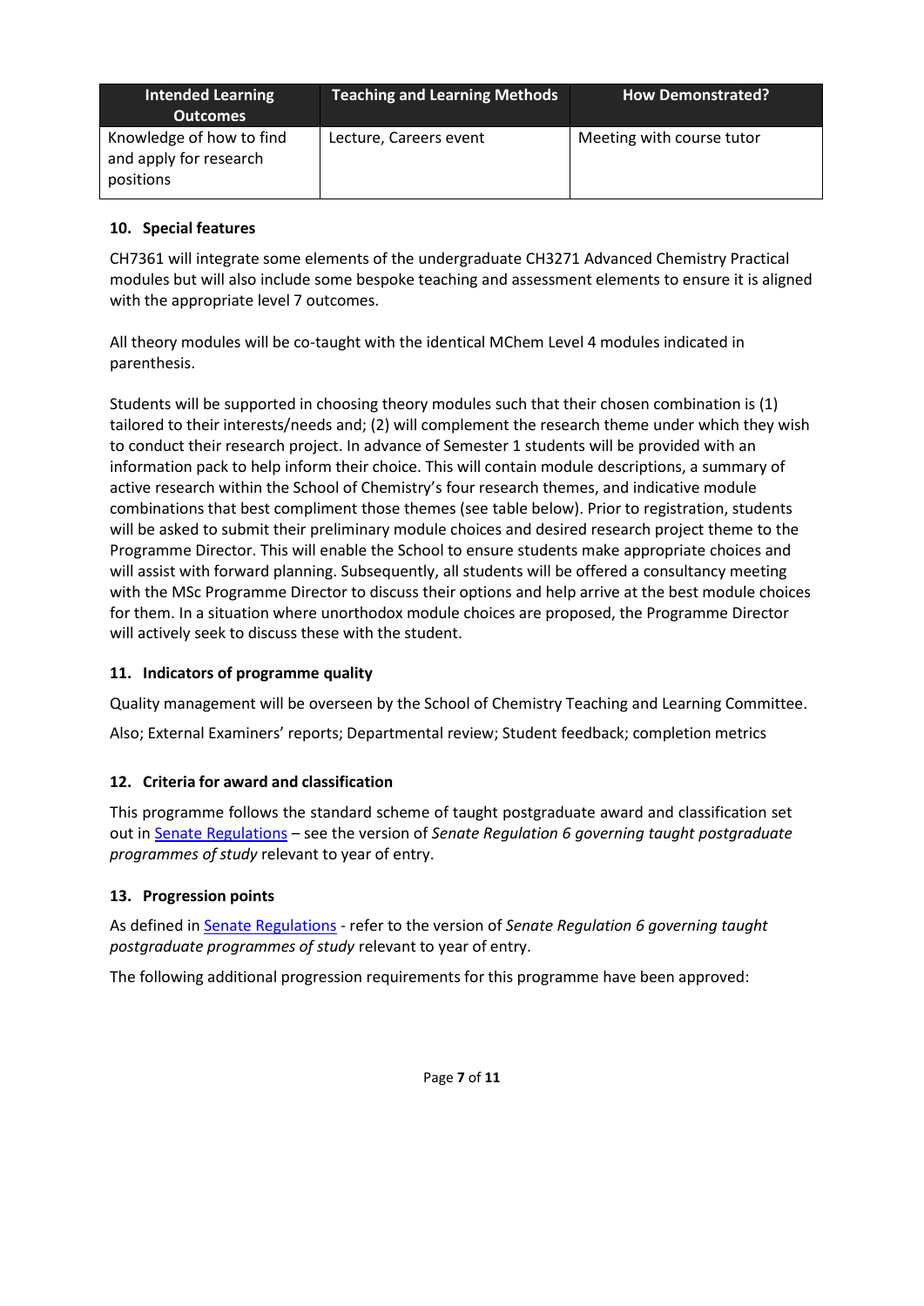| Intended Learning Outcomes | Teaching and Learning Methods | How Demonstrated? |
| --- | --- | --- |
| Knowledge of how to find and apply for research positions | Lecture, Careers event | Meeting with course tutor |

### 10. Special features

CH7361 will integrate some elements of the undergraduate CH3271 Advanced Chemistry Practical modules but will also include some bespoke teaching and assessment elements to ensure it is aligned with the appropriate level 7 outcomes.

All theory modules will be co-taught with the identical MChem Level 4 modules indicated in parenthesis.

Students will be supported in choosing theory modules such that their chosen combination is (1) tailored to their interests/needs and; (2) will complement the research theme under which they wish to conduct their research project. In advance of Semester 1 students will be provided with an information pack to help inform their choice. This will contain module descriptions, a summary of active research within the School of Chemistry's four research themes, and indicative module combinations that best compliment those themes (see table below). Prior to registration, students will be asked to submit their preliminary module choices and desired research project theme to the Programme Director. This will enable the School to ensure students make appropriate choices and will assist with forward planning. Subsequently, all students will be offered a consultancy meeting with the MSc Programme Director to discuss their options and help arrive at the best module choices for them. In a situation where unorthodox module choices are proposed, the Programme Director will actively seek to discuss these with the student.

### 11. Indicators of programme quality

Quality management will be overseen by the School of Chemistry Teaching and Learning Committee.

Also; External Examiners' reports; Departmental review; Student feedback; completion metrics

### 12. Criteria for award and classification

This programme follows the standard scheme of taught postgraduate award and classification set out in Senate Regulations – see the version of *Senate Regulation 6 governing taught postgraduate programmes of study* relevant to year of entry.

### 13. Progression points

As defined in Senate Regulations - refer to the version of *Senate Regulation 6 governing taught postgraduate programmes of study* relevant to year of entry.

The following additional progression requirements for this programme have been approved: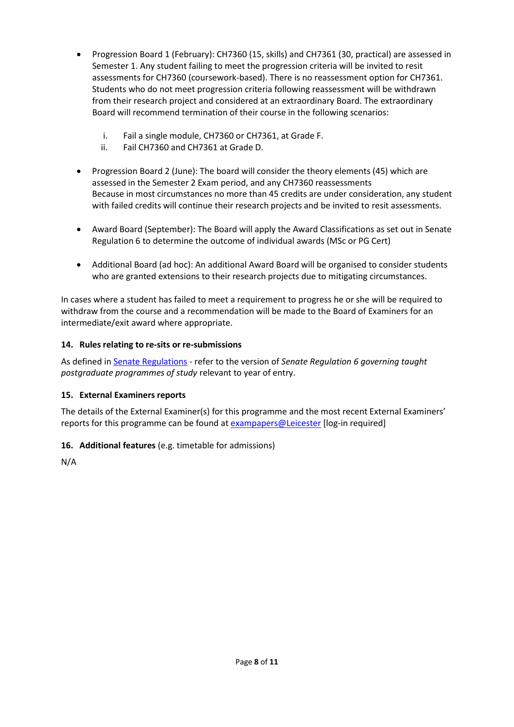- Progression Board 1 (February): CH7360 (15, skills) and CH7361 (30, practical) are assessed in Semester 1. Any student failing to meet the progression criteria will be invited to resit assessments for CH7360 (coursework-based). There is no reassessment option for CH7361. Students who do not meet progression criteria following reassessment will be withdrawn from their research project and considered at an extraordinary Board. The extraordinary Board will recommend termination of their course in the following scenarios:

    i. Fail a single module, CH7360 or CH7361, at Grade F.
    ii. Fail CH7360 and CH7361 at Grade D.

- Progression Board 2 (June): The board will consider the theory elements (45) which are assessed in the Semester 2 Exam period, and any CH7360 reassessments
  Because in most circumstances no more than 45 credits are under consideration, any student with failed credits will continue their research projects and be invited to resit assessments.

- Award Board (September): The Board will apply the Award Classifications as set out in Senate Regulation 6 to determine the outcome of individual awards (MSc or PG Cert)

- Additional Board (ad hoc): An additional Award Board will be organised to consider students who are granted extensions to their research projects due to mitigating circumstances.

In cases where a student has failed to meet a requirement to progress he or she will be required to withdraw from the course and a recommendation will be made to the Board of Examiners for an intermediate/exit award where appropriate.

### 14. Rules relating to re-sits or re-submissions

As defined in Senate Regulations - refer to the version of *Senate Regulation 6 governing taught postgraduate programmes of study* relevant to year of entry.

### 15. External Examiners reports

The details of the External Examiner(s) for this programme and the most recent External Examiners' reports for this programme can be found at exampapers@Leicester [log-in required]

### 16. Additional features (e.g. timetable for admissions)

N/A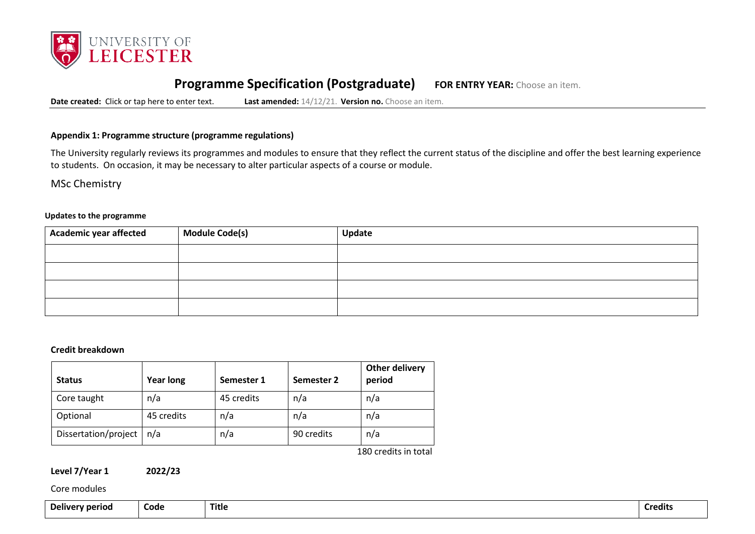# Programme Specification (Postgraduate) FOR ENTRY YEAR: Choose an item.

**Date created:** Click or tap here to enter text. **Last amended:** 14/12/21. **Version no.** Choose an item.

### Appendix 1: Programme structure (programme regulations)

The University regularly reviews its programmes and modules to ensure that they reflect the current status of the discipline and offer the best learning experience to students. On occasion, it may be necessary to alter particular aspects of a course or module.

MSc Chemistry

**Updates to the programme**

| Academic year affected | Module Code(s) | Update |
|---|---|---|
| | | |
| | | |
| | | |
| | | |

**Credit breakdown**

| Status | Year long | Semester 1 | Semester 2 | Other delivery period |
|---|---|---|---|---|
| Core taught | n/a | 45 credits | n/a | n/a |
| Optional | 45 credits | n/a | n/a | n/a |
| Dissertation/project | n/a | n/a | 90 credits | n/a |

180 credits in total

**Level 7/Year 1** **2022/23**

Core modules

| Delivery period | Code | Title | Credits |
|---|---|---|---|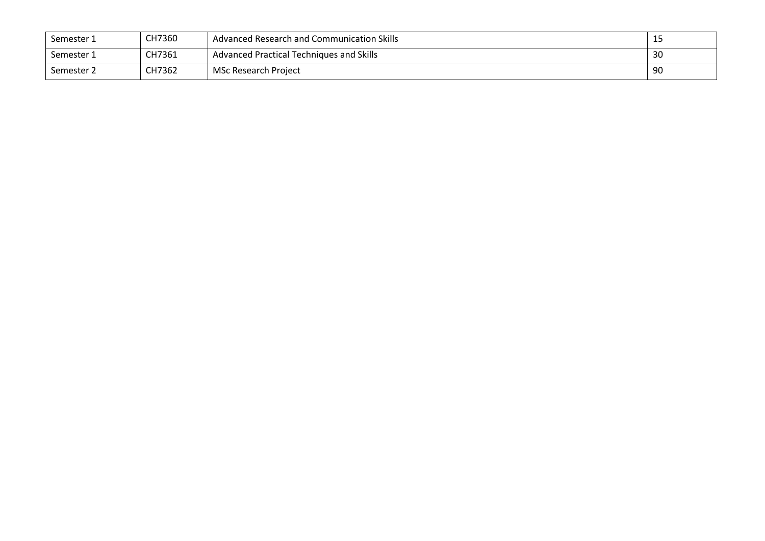| Semester 1 | CH7360 | Advanced Research and Communication Skills | 15 |
|---|---|---|---|
| Semester 1 | CH7361 | Advanced Practical Techniques and Skills | 30 |
| Semester 2 | CH7362 | MSc Research Project | 90 |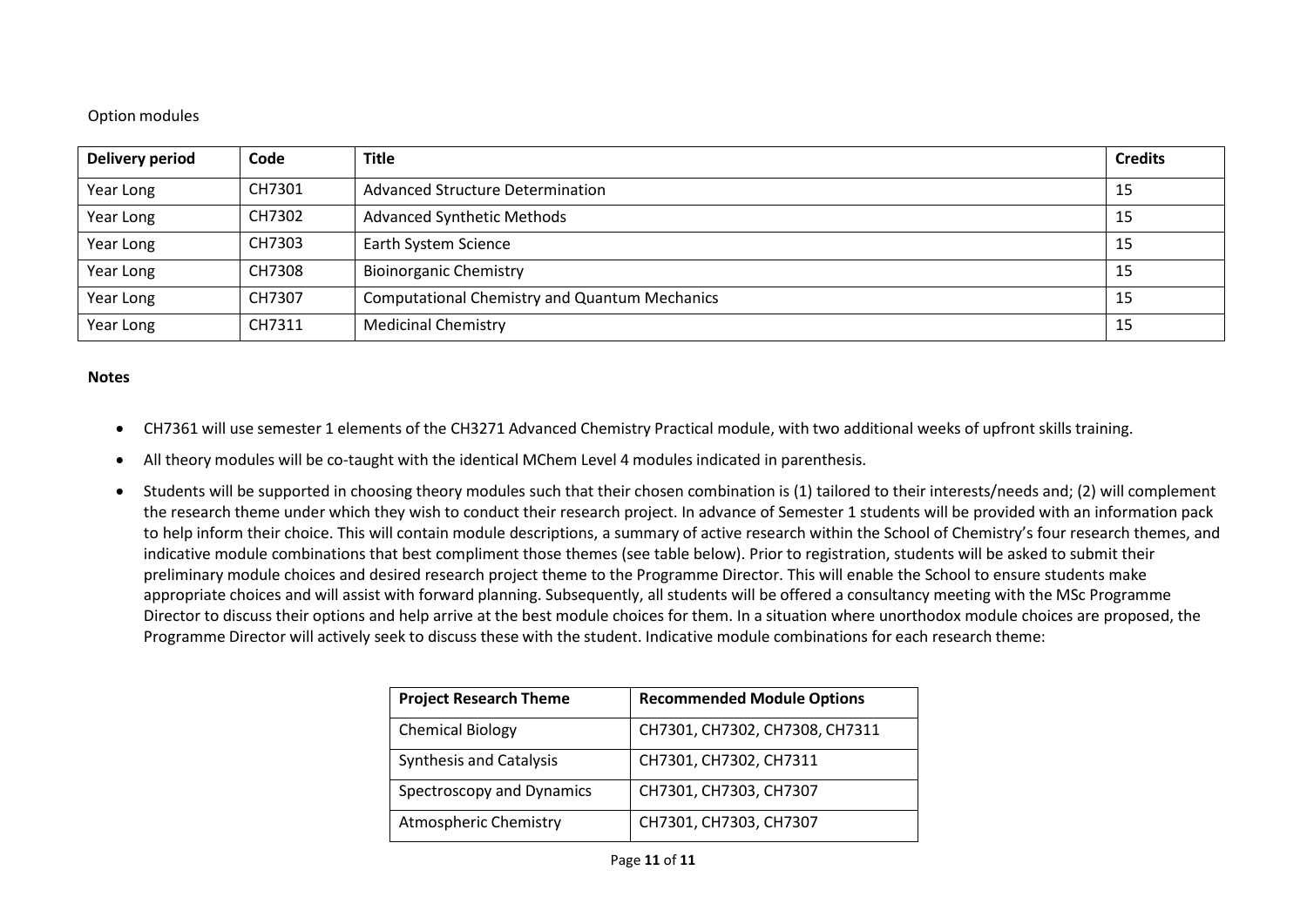Option modules

| Delivery period | Code | Title | Credits |
|---|---|---|---|
| Year Long | CH7301 | Advanced Structure Determination | 15 |
| Year Long | CH7302 | Advanced Synthetic Methods | 15 |
| Year Long | CH7303 | Earth System Science | 15 |
| Year Long | CH7308 | Bioinorganic Chemistry | 15 |
| Year Long | CH7307 | Computational Chemistry and Quantum Mechanics | 15 |
| Year Long | CH7311 | Medicinal Chemistry | 15 |

**Notes**

- CH7361 will use semester 1 elements of the CH3271 Advanced Chemistry Practical module, with two additional weeks of upfront skills training.
- All theory modules will be co-taught with the identical MChem Level 4 modules indicated in parenthesis.
- Students will be supported in choosing theory modules such that their chosen combination is (1) tailored to their interests/needs and; (2) will complement the research theme under which they wish to conduct their research project. In advance of Semester 1 students will be provided with an information pack to help inform their choice. This will contain module descriptions, a summary of active research within the School of Chemistry's four research themes, and indicative module combinations that best compliment those themes (see table below). Prior to registration, students will be asked to submit their preliminary module choices and desired research project theme to the Programme Director. This will enable the School to ensure students make appropriate choices and will assist with forward planning. Subsequently, all students will be offered a consultancy meeting with the MSc Programme Director to discuss their options and help arrive at the best module choices for them. In a situation where unorthodox module choices are proposed, the Programme Director will actively seek to discuss these with the student. Indicative module combinations for each research theme:

| Project Research Theme | Recommended Module Options |
|---|---|
| Chemical Biology | CH7301, CH7302, CH7308, CH7311 |
| Synthesis and Catalysis | CH7301, CH7302, CH7311 |
| Spectroscopy and Dynamics | CH7301, CH7303, CH7307 |
| Atmospheric Chemistry | CH7301, CH7303, CH7307 |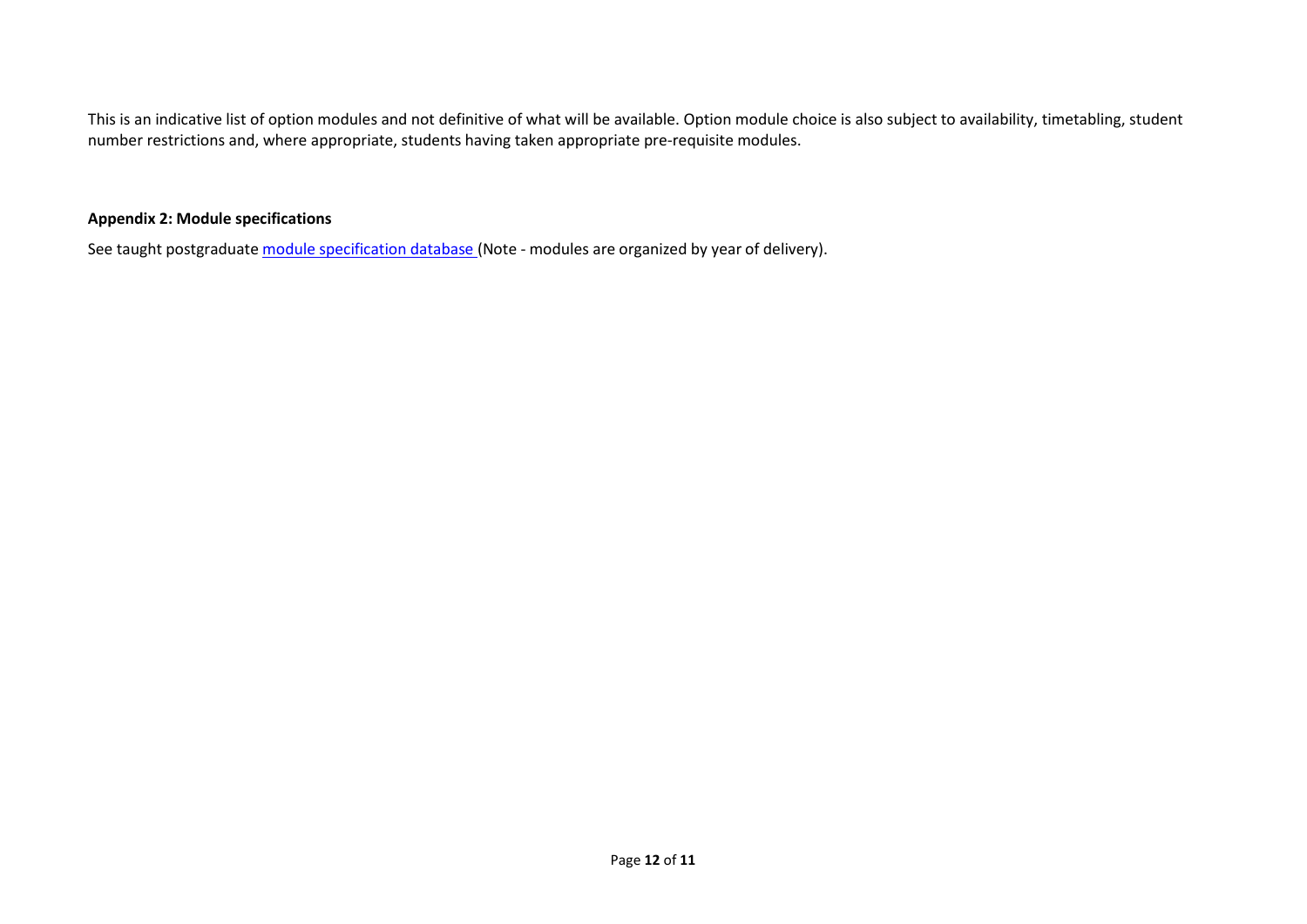This is an indicative list of option modules and not definitive of what will be available. Option module choice is also subject to availability, timetabling, student number restrictions and, where appropriate, students having taken appropriate pre-requisite modules.

**Appendix 2: Module specifications**

See taught postgraduate module specification database (Note - modules are organized by year of delivery).